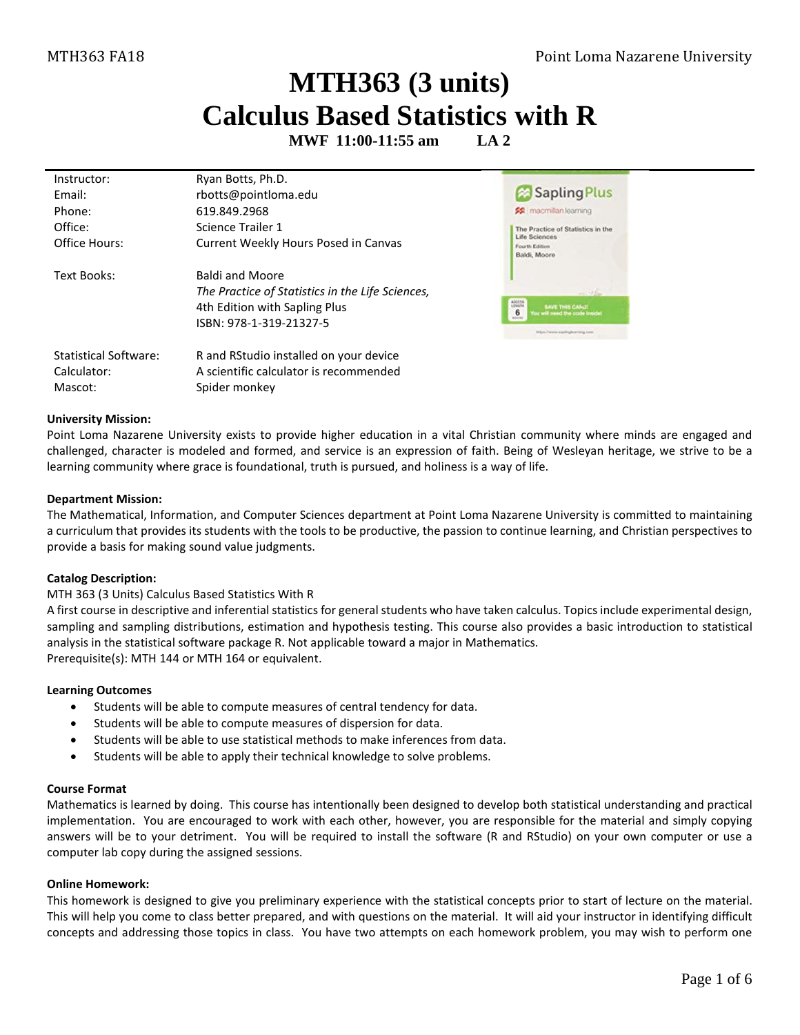# MTH363 (3 units)
# Calculus Based Statistics with R

**MWF 11:00-11:55 am LA 2**

| | |
|---|---|
| Instructor: | Ryan Botts, Ph.D. |
| Email: | rbotts@pointloma.edu |
| Phone: | 619.849.2968 |
| Office: | Science Trailer 1 |
| Office Hours: | Current Weekly Hours Posed in Canvas |
| Text Books: | Baldi and Moore<br>*The Practice of Statistics in the Life Sciences,*<br>4th Edition with Sapling Plus<br>ISBN: 978-1-319-21327-5 |
| Statistical Software: | R and RStudio installed on your device |
| Calculator: | A scientific calculator is recommended |
| Mascot: | Spider monkey |

**University Mission:**

Point Loma Nazarene University exists to provide higher education in a vital Christian community where minds are engaged and challenged, character is modeled and formed, and service is an expression of faith. Being of Wesleyan heritage, we strive to be a learning community where grace is foundational, truth is pursued, and holiness is a way of life.

**Department Mission:**

The Mathematical, Information, and Computer Sciences department at Point Loma Nazarene University is committed to maintaining a curriculum that provides its students with the tools to be productive, the passion to continue learning, and Christian perspectives to provide a basis for making sound value judgments.

**Catalog Description:**

MTH 363 (3 Units) Calculus Based Statistics With R

A first course in descriptive and inferential statistics for general students who have taken calculus. Topics include experimental design, sampling and sampling distributions, estimation and hypothesis testing. This course also provides a basic introduction to statistical analysis in the statistical software package R. Not applicable toward a major in Mathematics.

Prerequisite(s): MTH 144 or MTH 164 or equivalent.

**Learning Outcomes**

- Students will be able to compute measures of central tendency for data.
- Students will be able to compute measures of dispersion for data.
- Students will be able to use statistical methods to make inferences from data.
- Students will be able to apply their technical knowledge to solve problems.

**Course Format**

Mathematics is learned by doing. This course has intentionally been designed to develop both statistical understanding and practical implementation. You are encouraged to work with each other, however, you are responsible for the material and simply copying answers will be to your detriment. You will be required to install the software (R and RStudio) on your own computer or use a computer lab copy during the assigned sessions.

**Online Homework:**

This homework is designed to give you preliminary experience with the statistical concepts prior to start of lecture on the material. This will help you come to class better prepared, and with questions on the material. It will aid your instructor in identifying difficult concepts and addressing those topics in class. You have two attempts on each homework problem, you may wish to perform one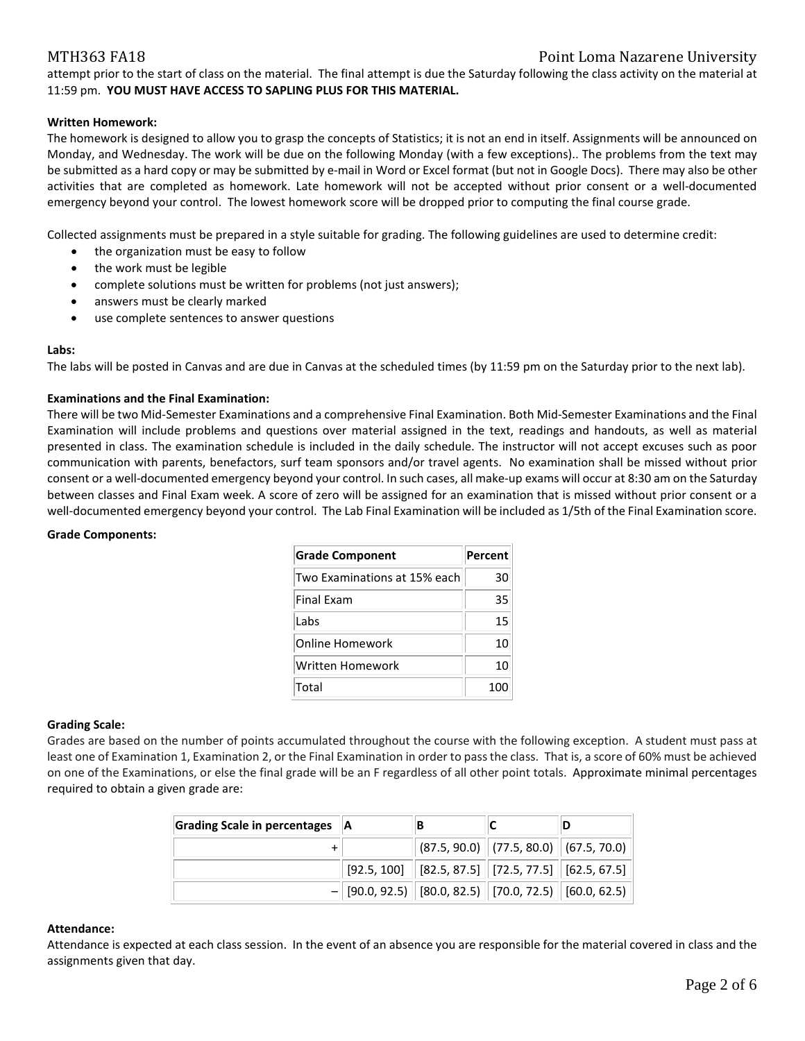attempt prior to the start of class on the material. The final attempt is due the Saturday following the class activity on the material at 11:59 pm. **YOU MUST HAVE ACCESS TO SAPLING PLUS FOR THIS MATERIAL.**

**Written Homework:**
The homework is designed to allow you to grasp the concepts of Statistics; it is not an end in itself. Assignments will be announced on Monday, and Wednesday. The work will be due on the following Monday (with a few exceptions).. The problems from the text may be submitted as a hard copy or may be submitted by e-mail in Word or Excel format (but not in Google Docs). There may also be other activities that are completed as homework. Late homework will not be accepted without prior consent or a well-documented emergency beyond your control. The lowest homework score will be dropped prior to computing the final course grade.

Collected assignments must be prepared in a style suitable for grading. The following guidelines are used to determine credit:

- the organization must be easy to follow
- the work must be legible
- complete solutions must be written for problems (not just answers);
- answers must be clearly marked
- use complete sentences to answer questions

**Labs:**
The labs will be posted in Canvas and are due in Canvas at the scheduled times (by 11:59 pm on the Saturday prior to the next lab).

**Examinations and the Final Examination:**
There will be two Mid-Semester Examinations and a comprehensive Final Examination. Both Mid-Semester Examinations and the Final Examination will include problems and questions over material assigned in the text, readings and handouts, as well as material presented in class. The examination schedule is included in the daily schedule. The instructor will not accept excuses such as poor communication with parents, benefactors, surf team sponsors and/or travel agents. No examination shall be missed without prior consent or a well-documented emergency beyond your control. In such cases, all make-up exams will occur at 8:30 am on the Saturday between classes and Final Exam week. A score of zero will be assigned for an examination that is missed without prior consent or a well-documented emergency beyond your control. The Lab Final Examination will be included as 1/5th of the Final Examination score.

**Grade Components:**

| Grade Component | Percent |
|---|---|
| Two Examinations at 15% each | 30 |
| Final Exam | 35 |
| Labs | 15 |
| Online Homework | 10 |
| Written Homework | 10 |
| Total | 100 |

**Grading Scale:**
Grades are based on the number of points accumulated throughout the course with the following exception. A student must pass at least one of Examination 1, Examination 2, or the Final Examination in order to pass the class. That is, a score of 60% must be achieved on one of the Examinations, or else the final grade will be an F regardless of all other point totals. Approximate minimal percentages required to obtain a given grade are:

| Grading Scale in percentages | A | B | C | D |
|---|---|---|---|---|
| + | | (87.5, 90.0) | (77.5, 80.0) | (67.5, 70.0) |
| | [92.5, 100] | [82.5, 87.5] | [72.5, 77.5] | [62.5, 67.5] |
| – | [90.0, 92.5) | [80.0, 82.5) | [70.0, 72.5) | [60.0, 62.5) |

**Attendance:**
Attendance is expected at each class session. In the event of an absence you are responsible for the material covered in class and the assignments given that day.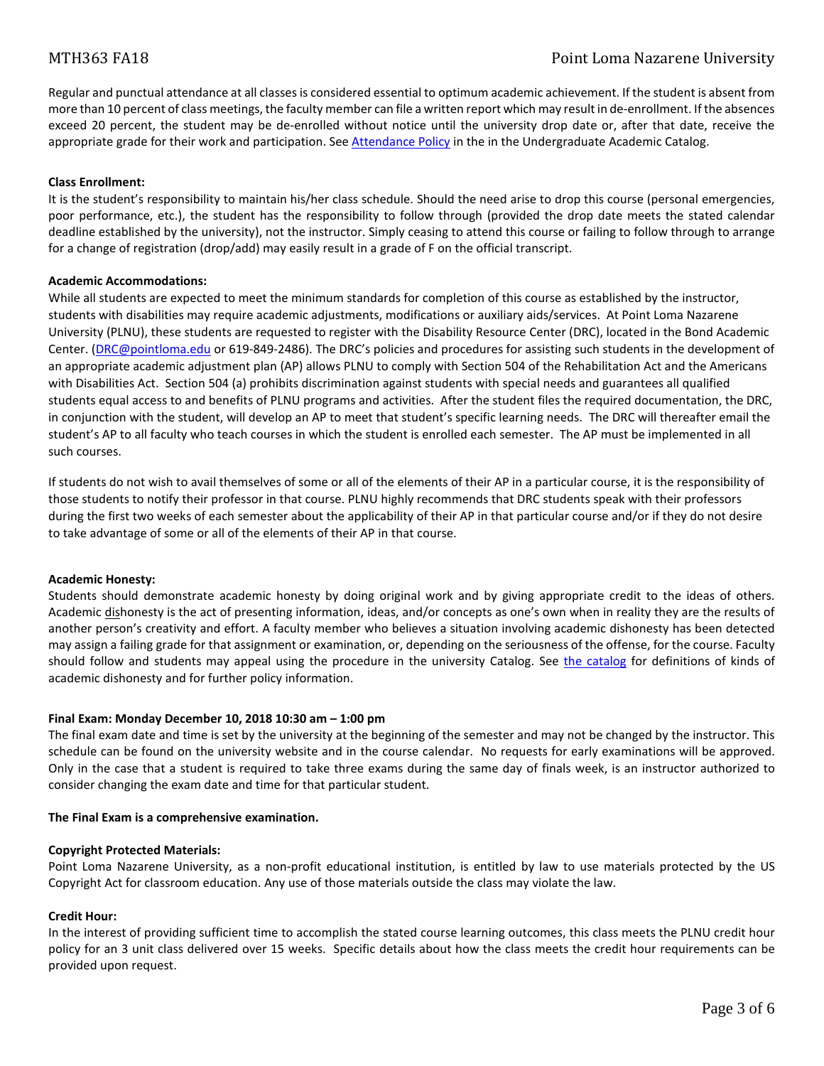Regular and punctual attendance at all classes is considered essential to optimum academic achievement. If the student is absent from more than 10 percent of class meetings, the faculty member can file a written report which may result in de-enrollment. If the absences exceed 20 percent, the student may be de-enrolled without notice until the university drop date or, after that date, receive the appropriate grade for their work and participation. See Attendance Policy in the in the Undergraduate Academic Catalog.

**Class Enrollment:**
It is the student's responsibility to maintain his/her class schedule. Should the need arise to drop this course (personal emergencies, poor performance, etc.), the student has the responsibility to follow through (provided the drop date meets the stated calendar deadline established by the university), not the instructor. Simply ceasing to attend this course or failing to follow through to arrange for a change of registration (drop/add) may easily result in a grade of F on the official transcript.

**Academic Accommodations:**
While all students are expected to meet the minimum standards for completion of this course as established by the instructor, students with disabilities may require academic adjustments, modifications or auxiliary aids/services. At Point Loma Nazarene University (PLNU), these students are requested to register with the Disability Resource Center (DRC), located in the Bond Academic Center. (DRC@pointloma.edu or 619-849-2486). The DRC's policies and procedures for assisting such students in the development of an appropriate academic adjustment plan (AP) allows PLNU to comply with Section 504 of the Rehabilitation Act and the Americans with Disabilities Act. Section 504 (a) prohibits discrimination against students with special needs and guarantees all qualified students equal access to and benefits of PLNU programs and activities. After the student files the required documentation, the DRC, in conjunction with the student, will develop an AP to meet that student's specific learning needs. The DRC will thereafter email the student's AP to all faculty who teach courses in which the student is enrolled each semester. The AP must be implemented in all such courses.

If students do not wish to avail themselves of some or all of the elements of their AP in a particular course, it is the responsibility of those students to notify their professor in that course. PLNU highly recommends that DRC students speak with their professors during the first two weeks of each semester about the applicability of their AP in that particular course and/or if they do not desire to take advantage of some or all of the elements of their AP in that course.

**Academic Honesty:**
Students should demonstrate academic honesty by doing original work and by giving appropriate credit to the ideas of others. Academic dishonesty is the act of presenting information, ideas, and/or concepts as one's own when in reality they are the results of another person's creativity and effort. A faculty member who believes a situation involving academic dishonesty has been detected may assign a failing grade for that assignment or examination, or, depending on the seriousness of the offense, for the course. Faculty should follow and students may appeal using the procedure in the university Catalog. See the catalog for definitions of kinds of academic dishonesty and for further policy information.

**Final Exam: Monday December 10, 2018 10:30 am – 1:00 pm**
The final exam date and time is set by the university at the beginning of the semester and may not be changed by the instructor. This schedule can be found on the university website and in the course calendar. No requests for early examinations will be approved. Only in the case that a student is required to take three exams during the same day of finals week, is an instructor authorized to consider changing the exam date and time for that particular student.

**The Final Exam is a comprehensive examination.**

**Copyright Protected Materials:**
Point Loma Nazarene University, as a non-profit educational institution, is entitled by law to use materials protected by the US Copyright Act for classroom education. Any use of those materials outside the class may violate the law.

**Credit Hour:**
In the interest of providing sufficient time to accomplish the stated course learning outcomes, this class meets the PLNU credit hour policy for an 3 unit class delivered over 15 weeks. Specific details about how the class meets the credit hour requirements can be provided upon request.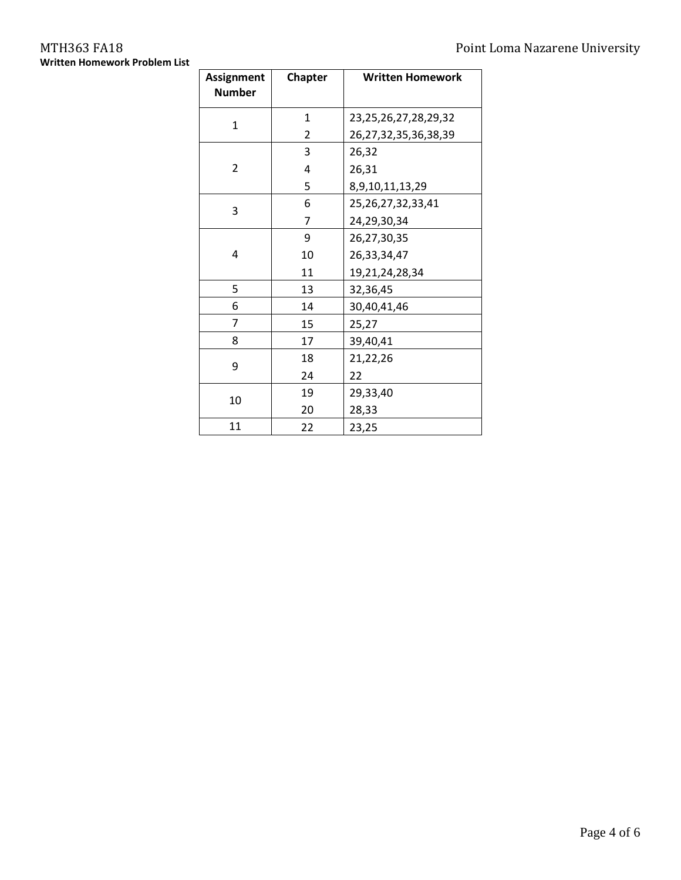**Written Homework Problem List**

| Assignment Number | Chapter | Written Homework |
|---|---|---|
| 1 | 1 | 23,25,26,27,28,29,32 |
| | 2 | 26,27,32,35,36,38,39 |
| 2 | 3 | 26,32 |
| | 4 | 26,31 |
| | 5 | 8,9,10,11,13,29 |
| 3 | 6 | 25,26,27,32,33,41 |
| | 7 | 24,29,30,34 |
| 4 | 9 | 26,27,30,35 |
| | 10 | 26,33,34,47 |
| | 11 | 19,21,24,28,34 |
| 5 | 13 | 32,36,45 |
| 6 | 14 | 30,40,41,46 |
| 7 | 15 | 25,27 |
| 8 | 17 | 39,40,41 |
| 9 | 18 | 21,22,26 |
| | 24 | 22 |
| 10 | 19 | 29,33,40 |
| | 20 | 28,33 |
| 11 | 22 | 23,25 |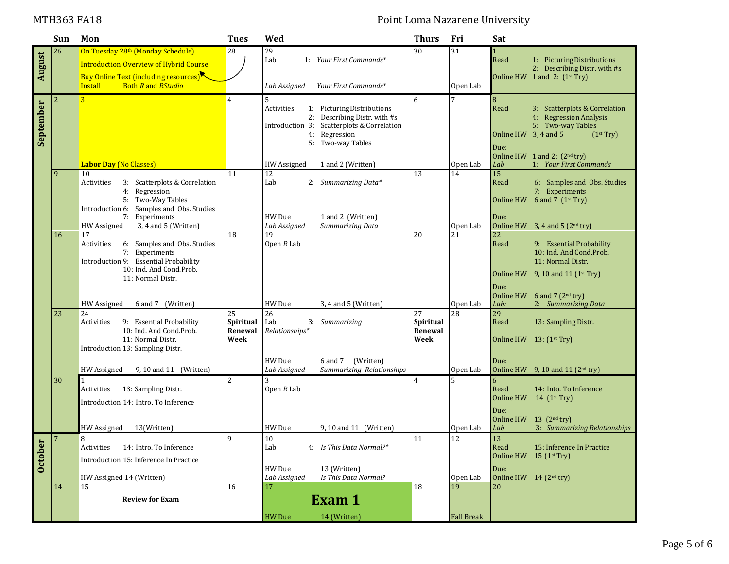| | Sun | Mon | Tues | Wed | Thurs | Fri | Sat |
|---|---|---|---|---|---|---|---|
| **August** | 26 | On Tuesday 28th (Monday Schedule)<br>Introduction Overview of Hybrid Course<br>Buy Online Text (including resources)<br>Install Both *R* and *RStudio* | 28 | 29<br>Lab 1: *Your First Commands**<br><br>Lab Assigned *Your First Commands** | 30 | 31<br><br>Open Lab | 1<br>Read 1: Picturing Distributions<br>2: Describing Distr. with #s<br>Online HW 1 and 2: (1st Try) |
| **September** | 2 | 3<br><br>**Labor Day** (No Classes) | 4 | 5<br>Activities 1: Picturing Distributions<br>2: Describing Distr. with #s<br>Introduction 3: Scatterplots & Correlation<br>4: Regression<br>5: Two-way Tables<br><br>HW Assigned 1 and 2 (Written) | 6 | 7<br><br>Open Lab | 8<br>Read 3: Scatterplots & Correlation<br>4: Regression Analysis<br>5: Two-way Tables<br>Online HW 3, 4 and 5 (1st Try)<br>Due:<br>Online HW 1 and 2: (2nd try)<br>Lab 1: *Your First Commands* |
| | 9 | 10<br>Activities 3: Scatterplots & Correlation<br>4: Regression<br>5: Two-Way Tables<br>Introduction 6: Samples and Obs. Studies<br>7: Experiments<br>HW Assigned 3, 4 and 5 (Written) | 11 | 12<br>Lab 2: *Summarizing Data**<br><br>HW Due 1 and 2 (Written)<br>*Lab Assigned Summarizing Data* | 13 | 14<br><br>Open Lab | 15<br>Read 6: Samples and Obs. Studies<br>7: Experiments<br>Online HW 6 and 7 (1st Try)<br>Due:<br>Online HW 3, 4 and 5 (2nd try) |
| | 16 | 17<br>Activities 6: Samples and Obs. Studies<br>7: Experiments<br>Introduction 9: Essential Probability<br>10: Ind. And Cond.Prob.<br>11: Normal Distr.<br><br>HW Assigned 6 and 7 (Written) | 18 | 19<br>Open *R* Lab<br><br>HW Due 3, 4 and 5 (Written) | 20 | 21<br><br>Open Lab | 22<br>Read 9: Essential Probability<br>10: Ind. And Cond.Prob.<br>11: Normal Distr.<br>Online HW 9, 10 and 11 (1st Try)<br>Due:<br>Online HW 6 and 7 (2nd try)<br>*Lab: 2: Summarizing Data* |
| | 23 | 24<br>Activities 9: Essential Probability<br>10: Ind. And Cond.Prob.<br>11: Normal Distr.<br>Introduction 13: Sampling Distr.<br><br>HW Assigned 9, 10 and 11 (Written) | 25<br>**Spiritual Renewal Week** | 26<br>Lab 3: *Summarizing Relationships**<br><br>HW Due 6 and 7 (Written)<br>*Lab Assigned Summarizing Relationships* | 27<br>**Spiritual Renewal Week** | 28<br><br>Open Lab | 29<br>Read 13: Sampling Distr.<br>Online HW 13: (1st Try)<br>Due:<br>Online HW 9, 10 and 11 (2nd try) |
| | 30 | 1<br>Activities 13: Sampling Distr.<br>Introduction 14: Intro. To Inference<br><br>HW Assigned 13(Written) | 2 | 3<br>Open *R* Lab<br><br>HW Due 9, 10 and 11 (Written) | 4 | 5<br><br>Open Lab | 6<br>Read 14: Into. To Inference<br>Online HW 14 (1st Try)<br>Due:<br>Online HW 13 (2nd try)<br>Lab 3: *Summarizing Relationships* |
| **October** | 7 | 8<br>Activities 14: Intro. To Inference<br>Introduction 15: Inference In Practice<br><br>HW Assigned 14 (Written) | 9 | 10<br>Lab 4: *Is This Data Normal?**<br><br>HW Due 13 (Written)<br>*Lab Assigned Is This Data Normal?* | 11 | 12<br><br>Open Lab | 13<br>Read 15: Inference In Practice<br>Online HW 15 (1st Try)<br>Due:<br>Online HW 14 (2nd try) |
| | 14 | 15<br>**Review for Exam** | 16 | 17<br>**Exam 1**<br>HW Due 14 (Written) | 18 | 19<br><br>Fall Break | 20 |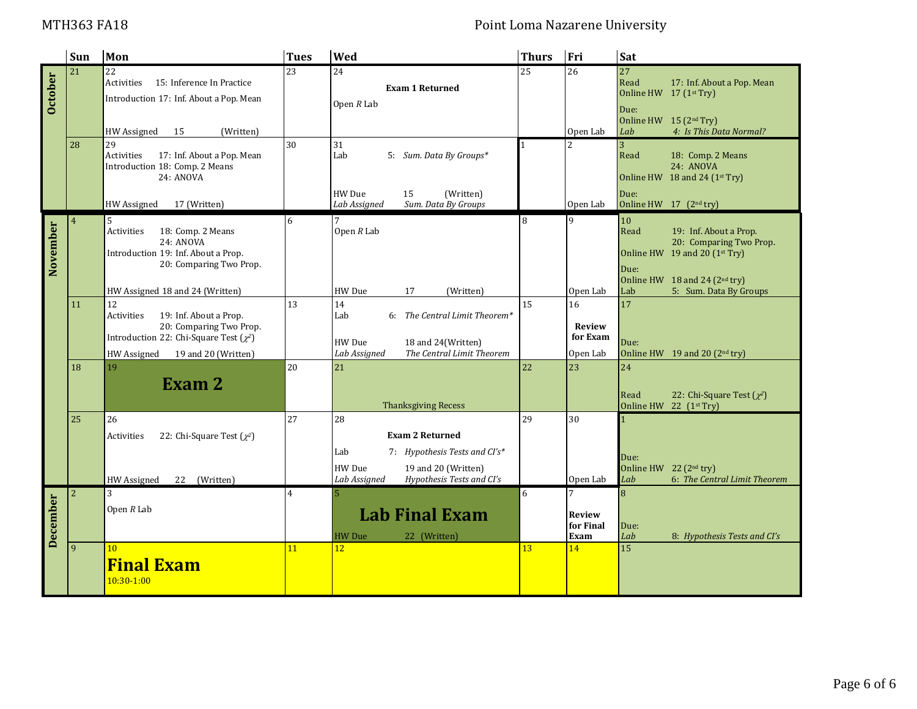| | Sun | Mon | Tues | Wed | Thurs | Fri | Sat |
|---|---|---|---|---|---|---|---|
| **October** | 21 | 22<br>Activities 15: Inference In Practice<br>Introduction 17: Inf. About a Pop. Mean<br>HW Assigned 15 (Written) | 23 | 24<br>**Exam 1 Returned**<br>Open *R* Lab | 25 | 26<br>Open Lab | 27<br>Read 17: Inf. About a Pop. Mean<br>Online HW 17 (1st Try)<br>Due:<br>Online HW 15 (2nd Try)<br>*Lab 4: Is This Data Normal?* |
| | 28 | 29<br>Activities 17: Inf. About a Pop. Mean<br>Introduction 18: Comp. 2 Means<br>24: ANOVA<br>HW Assigned 17 (Written) | 30 | 31<br>Lab 5: *Sum. Data By Groups\**<br>HW Due 15 (Written)<br>*Lab Assigned Sum. Data By Groups* | 1 | 2<br>Open Lab | 3<br>Read 18: Comp. 2 Means<br>24: ANOVA<br>Online HW 18 and 24 (1st Try)<br>Due:<br>Online HW 17 (2nd try) |
| **November** | 4 | 5<br>Activities 18: Comp. 2 Means<br>24: ANOVA<br>Introduction 19: Inf. About a Prop.<br>20: Comparing Two Prop.<br>HW Assigned 18 and 24 (Written) | 6 | 7<br>Open *R* Lab<br>HW Due 17 (Written) | 8 | 9<br>Open Lab | 10<br>Read 19: Inf. About a Prop.<br>20: Comparing Two Prop.<br>Online HW 19 and 20 (1st Try)<br>Due:<br>Online HW 18 and 24 (2nd try)<br>Lab 5: Sum. Data By Groups |
| | 11 | 12<br>Activities 19: Inf. About a Prop.<br>20: Comparing Two Prop.<br>Introduction 22: Chi-Square Test ($\chi^2$)<br>HW Assigned 19 and 20 (Written) | 13 | 14<br>Lab 6: *The Central Limit Theorem\**<br>HW Due 18 and 24(Written)<br>*Lab Assigned The Central Limit Theorem* | 15 | 16<br>**Review for Exam**<br>Open Lab | 17<br>Due:<br>Online HW 19 and 20 (2nd try) |
| | 18 | 19<br>**Exam 2** | 20 | 21<br>Thanksgiving Recess | 22 | 23 | 24<br>Read 22: Chi-Square Test ($\chi^2$)<br>Online HW 22 (1st Try) |
| | 25 | 26<br>Activities 22: Chi-Square Test ($\chi^2$)<br>HW Assigned 22 (Written) | 27 | 28<br>**Exam 2 Returned**<br>Lab 7: *Hypothesis Tests and CI's\**<br>HW Due 19 and 20 (Written)<br>*Lab Assigned Hypothesis Tests and CI's* | 29 | 30<br>Open Lab | 1<br>Due:<br>Online HW 22 (2nd try)<br>*Lab 6: The Central Limit Theorem* |
| **December** | 2 | 3<br>Open *R* Lab | 4 | 5<br>**Lab Final Exam**<br>HW Due 22 (Written) | 6 | 7<br>**Review for Final Exam** | 8<br>Due:<br>*Lab 8: Hypothesis Tests and CI's* |
| | 9 | 10<br>**Final Exam**<br>10:30-1:00 | 11 | 12 | 13 | 14 | 15 |